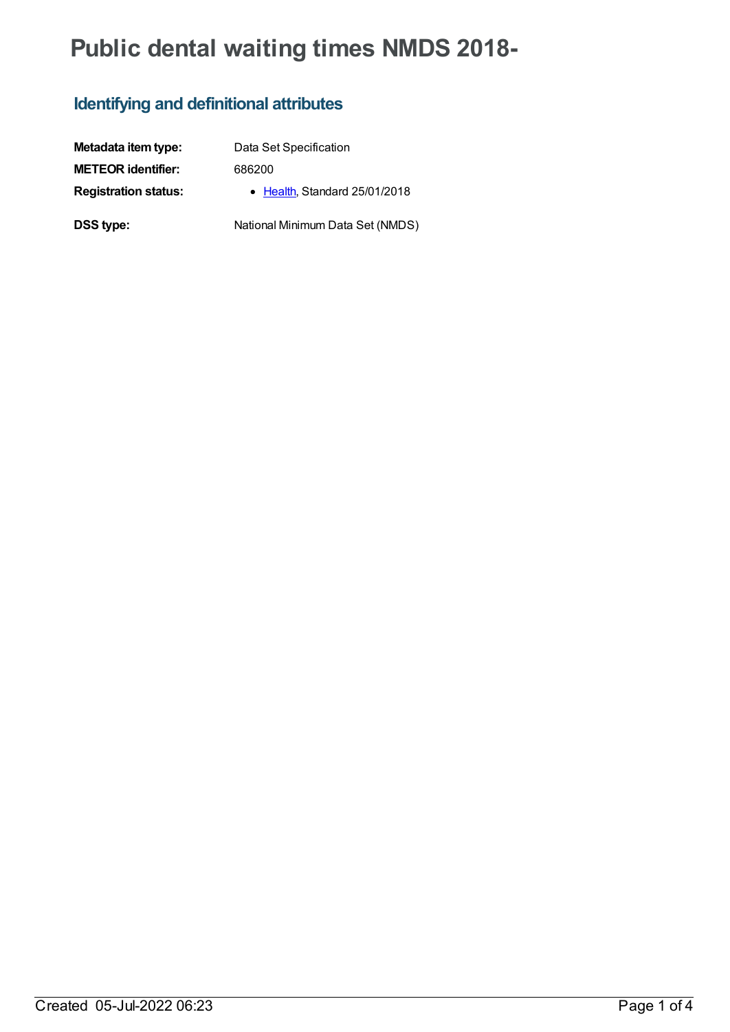# Public dental waiting times NMDS 2018-

## Identifying and definitional attributes

**Metadata item type:** Data Set Specification

**METEOR identifier:** 686200

**Registration status:**
- Health, Standard 25/01/2018

**DSS type:** National Minimum Data Set (NMDS)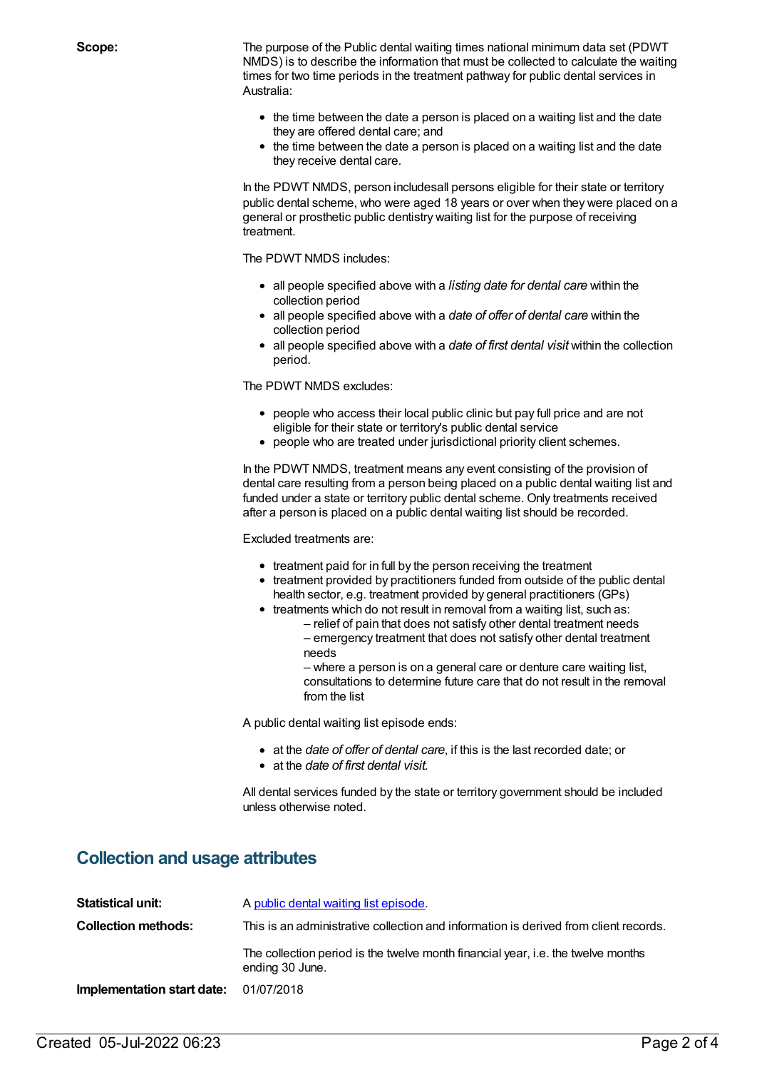**Scope:**

The purpose of the Public dental waiting times national minimum data set (PDWT NMDS) is to describe the information that must be collected to calculate the waiting times for two time periods in the treatment pathway for public dental services in Australia:

- the time between the date a person is placed on a waiting list and the date they are offered dental care; and
- the time between the date a person is placed on a waiting list and the date they receive dental care.

In the PDWT NMDS, person includesall persons eligible for their state or territory public dental scheme, who were aged 18 years or over when they were placed on a general or prosthetic public dentistry waiting list for the purpose of receiving treatment.

The PDWT NMDS includes:

- all people specified above with a *listing date for dental care* within the collection period
- all people specified above with a *date of offer of dental care* within the collection period
- all people specified above with a *date of first dental visit* within the collection period.

The PDWT NMDS excludes:

- people who access their local public clinic but pay full price and are not eligible for their state or territory's public dental service
- people who are treated under jurisdictional priority client schemes.

In the PDWT NMDS, treatment means any event consisting of the provision of dental care resulting from a person being placed on a public dental waiting list and funded under a state or territory public dental scheme. Only treatments received after a person is placed on a public dental waiting list should be recorded.

Excluded treatments are:

- treatment paid for in full by the person receiving the treatment
- treatment provided by practitioners funded from outside of the public dental health sector, e.g. treatment provided by general practitioners (GPs)
- treatments which do not result in removal from a waiting list, such as:
  – relief of pain that does not satisfy other dental treatment needs
  – emergency treatment that does not satisfy other dental treatment needs
  – where a person is on a general care or denture care waiting list, consultations to determine future care that do not result in the removal from the list

A public dental waiting list episode ends:

- at the *date of offer of dental care*, if this is the last recorded date; or
- at the *date of first dental visit.*

All dental services funded by the state or territory government should be included unless otherwise noted.

## Collection and usage attributes

**Statistical unit:** A public dental waiting list episode.

**Collection methods:** This is an administrative collection and information is derived from client records.

The collection period is the twelve month financial year, i.e. the twelve months ending 30 June.

**Implementation start date:** 01/07/2018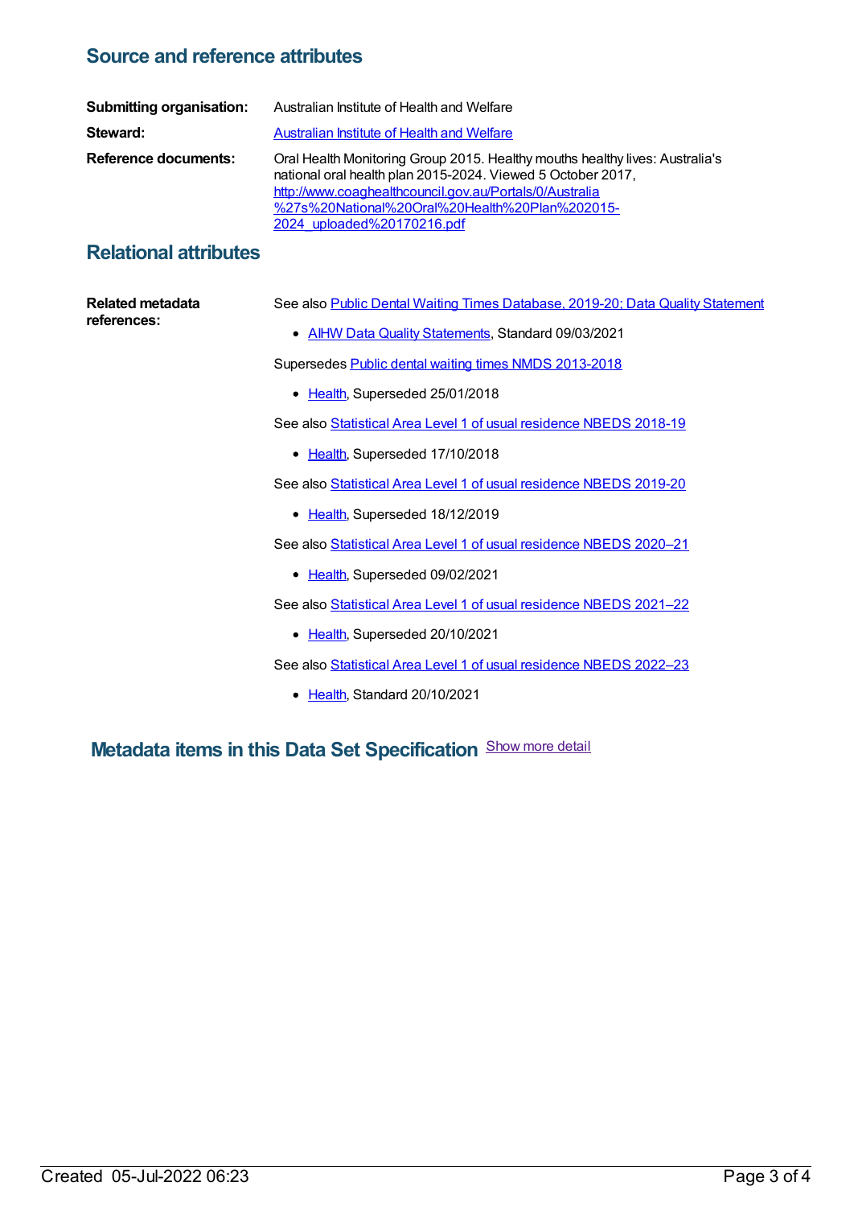## Source and reference attributes

**Submitting organisation:** Australian Institute of Health and Welfare

**Steward:** Australian Institute of Health and Welfare

**Reference documents:** Oral Health Monitoring Group 2015. Healthy mouths healthy lives: Australia's national oral health plan 2015-2024. Viewed 5 October 2017, http://www.coaghealthcouncil.gov.au/Portals/0/Australia%27s%20National%20Oral%20Health%20Plan%202015-2024_uploaded%20170216.pdf

## Relational attributes

**Related metadata references:**

See also Public Dental Waiting Times Database, 2019-20; Data Quality Statement

- AIHW Data Quality Statements, Standard 09/03/2021

Supersedes Public dental waiting times NMDS 2013-2018

- Health, Superseded 25/01/2018

See also Statistical Area Level 1 of usual residence NBEDS 2018-19

- Health, Superseded 17/10/2018

See also Statistical Area Level 1 of usual residence NBEDS 2019-20

- Health, Superseded 18/12/2019

See also Statistical Area Level 1 of usual residence NBEDS 2020–21

- Health, Superseded 09/02/2021

See also Statistical Area Level 1 of usual residence NBEDS 2021–22

- Health, Superseded 20/10/2021

See also Statistical Area Level 1 of usual residence NBEDS 2022–23

- Health, Standard 20/10/2021

## Metadata items in this Data Set Specification

Show more detail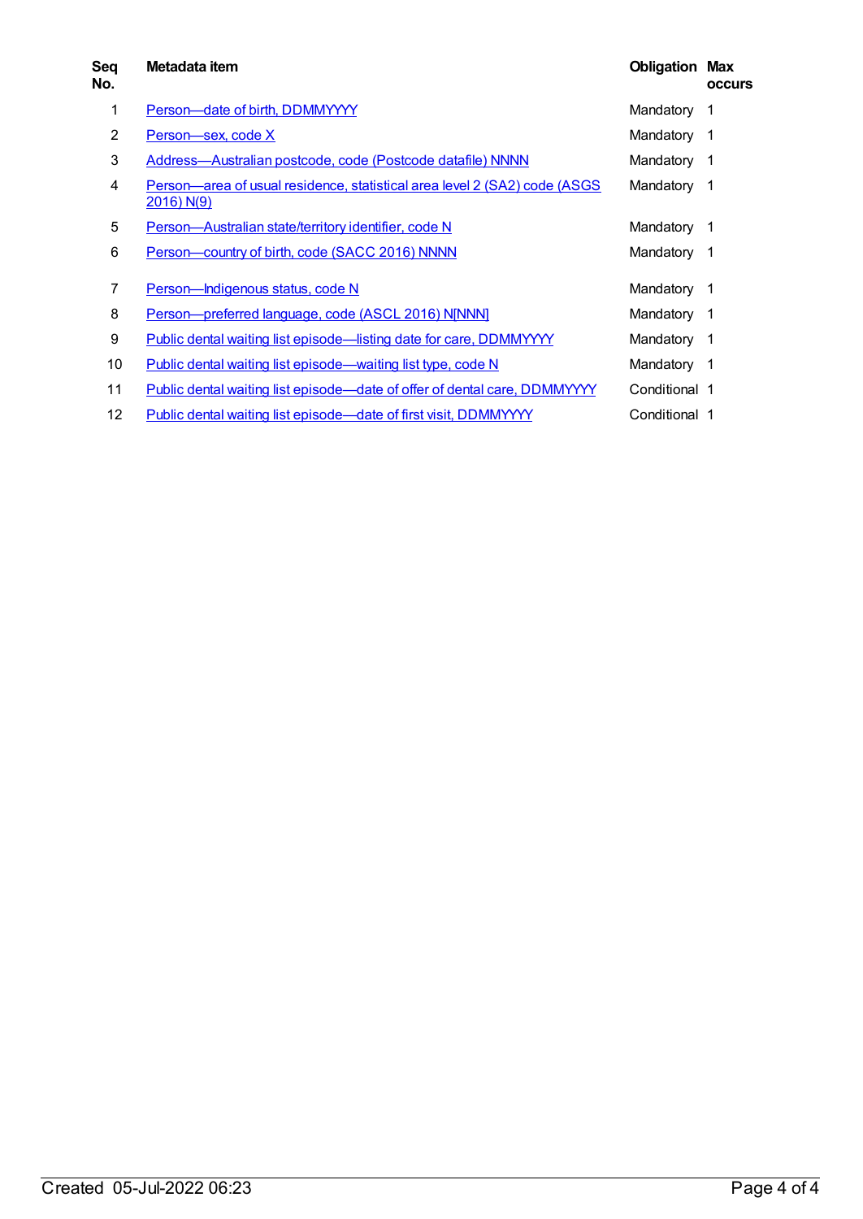| Seq No. | Metadata item | Obligation | Max occurs |
|---|---|---|---|
| 1 | Person—date of birth, DDMMYYYY | Mandatory | 1 |
| 2 | Person—sex, code X | Mandatory | 1 |
| 3 | Address—Australian postcode, code (Postcode datafile) NNNN | Mandatory | 1 |
| 4 | Person—area of usual residence, statistical area level 2 (SA2) code (ASGS 2016) N(9) | Mandatory | 1 |
| 5 | Person—Australian state/territory identifier, code N | Mandatory | 1 |
| 6 | Person—country of birth, code (SACC 2016) NNNN | Mandatory | 1 |
| 7 | Person—Indigenous status, code N | Mandatory | 1 |
| 8 | Person—preferred language, code (ASCL 2016) N[NNN] | Mandatory | 1 |
| 9 | Public dental waiting list episode—listing date for care, DDMMYYYY | Mandatory | 1 |
| 10 | Public dental waiting list episode—waiting list type, code N | Mandatory | 1 |
| 11 | Public dental waiting list episode—date of offer of dental care, DDMMYYYY | Conditional | 1 |
| 12 | Public dental waiting list episode—date of first visit, DDMMYYYY | Conditional | 1 |